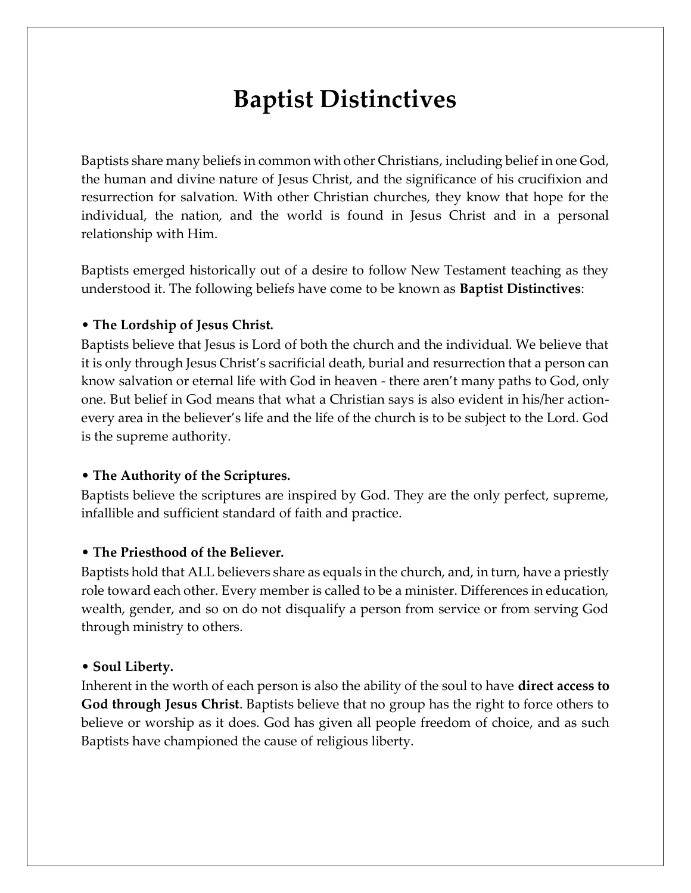# Baptist Distinctives

Baptists share many beliefs in common with other Christians, including belief in one God, the human and divine nature of Jesus Christ, and the significance of his crucifixion and resurrection for salvation. With other Christian churches, they know that hope for the individual, the nation, and the world is found in Jesus Christ and in a personal relationship with Him.

Baptists emerged historically out of a desire to follow New Testament teaching as they understood it. The following beliefs have come to be known as **Baptist Distinctives**:

**• The Lordship of Jesus Christ.**
Baptists believe that Jesus is Lord of both the church and the individual. We believe that it is only through Jesus Christ's sacrificial death, burial and resurrection that a person can know salvation or eternal life with God in heaven - there aren't many paths to God, only one. But belief in God means that what a Christian says is also evident in his/her action- every area in the believer's life and the life of the church is to be subject to the Lord. God is the supreme authority.

**• The Authority of the Scriptures.**
Baptists believe the scriptures are inspired by God. They are the only perfect, supreme, infallible and sufficient standard of faith and practice.

**• The Priesthood of the Believer.**
Baptists hold that ALL believers share as equals in the church, and, in turn, have a priestly role toward each other. Every member is called to be a minister. Differences in education, wealth, gender, and so on do not disqualify a person from service or from serving God through ministry to others.

**• Soul Liberty.**
Inherent in the worth of each person is also the ability of the soul to have **direct access to God through Jesus Christ**. Baptists believe that no group has the right to force others to believe or worship as it does. God has given all people freedom of choice, and as such Baptists have championed the cause of religious liberty.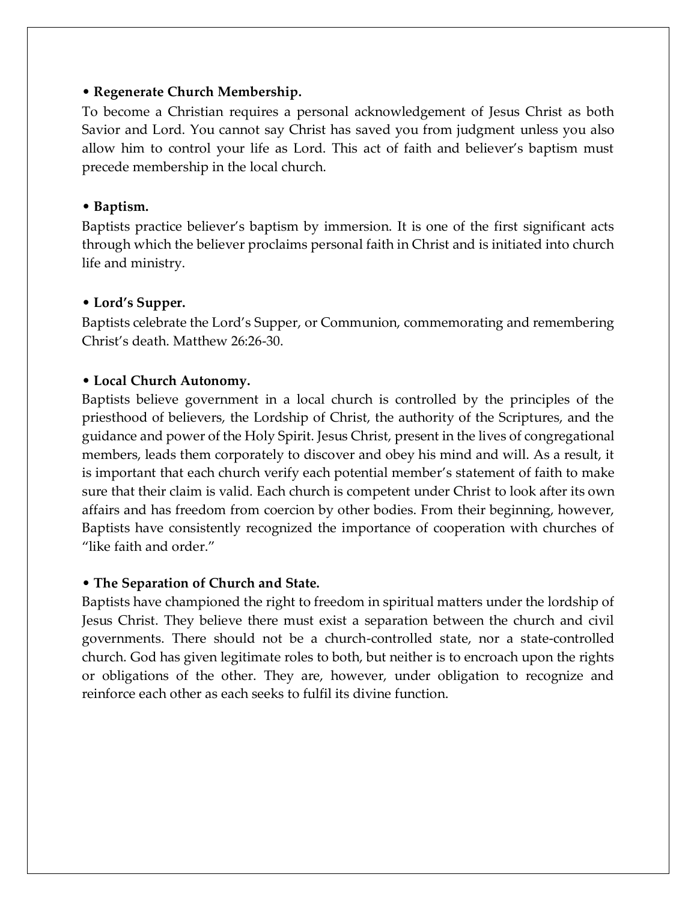• **Regenerate Church Membership.**

To become a Christian requires a personal acknowledgement of Jesus Christ as both Savior and Lord. You cannot say Christ has saved you from judgment unless you also allow him to control your life as Lord. This act of faith and believer's baptism must precede membership in the local church.

• **Baptism.**

Baptists practice believer's baptism by immersion. It is one of the first significant acts through which the believer proclaims personal faith in Christ and is initiated into church life and ministry.

• **Lord's Supper.**

Baptists celebrate the Lord's Supper, or Communion, commemorating and remembering Christ's death. Matthew 26:26-30.

• **Local Church Autonomy.**

Baptists believe government in a local church is controlled by the principles of the priesthood of believers, the Lordship of Christ, the authority of the Scriptures, and the guidance and power of the Holy Spirit. Jesus Christ, present in the lives of congregational members, leads them corporately to discover and obey his mind and will. As a result, it is important that each church verify each potential member's statement of faith to make sure that their claim is valid. Each church is competent under Christ to look after its own affairs and has freedom from coercion by other bodies. From their beginning, however, Baptists have consistently recognized the importance of cooperation with churches of "like faith and order."

• **The Separation of Church and State.**

Baptists have championed the right to freedom in spiritual matters under the lordship of Jesus Christ. They believe there must exist a separation between the church and civil governments. There should not be a church-controlled state, nor a state-controlled church. God has given legitimate roles to both, but neither is to encroach upon the rights or obligations of the other. They are, however, under obligation to recognize and reinforce each other as each seeks to fulfil its divine function.